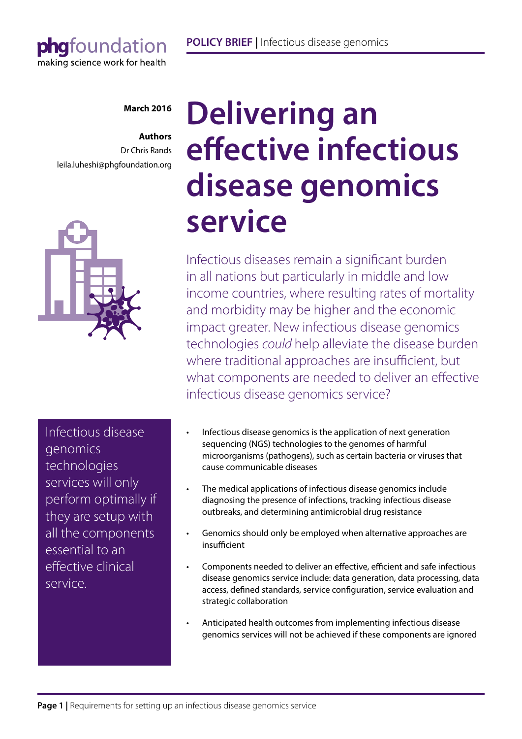phgfoundation
making science work for health

**POLICY BRIEF |** Infectious disease genomics

**March 2016**

**Authors**
Dr Chris Rands
leila.luheshi@phgfoundation.org

# Delivering an effective infectious disease genomics service

Infectious diseases remain a significant burden in all nations but particularly in middle and low income countries, where resulting rates of mortality and morbidity may be higher and the economic impact greater. New infectious disease genomics technologies *could* help alleviate the disease burden where traditional approaches are insufficient, but what components are needed to deliver an effective infectious disease genomics service?

Infectious disease genomics technologies services will only perform optimally if they are setup with all the components essential to an effective clinical service.

- Infectious disease genomics is the application of next generation sequencing (NGS) technologies to the genomes of harmful microorganisms (pathogens), such as certain bacteria or viruses that cause communicable diseases
- The medical applications of infectious disease genomics include diagnosing the presence of infections, tracking infectious disease outbreaks, and determining antimicrobial drug resistance
- Genomics should only be employed when alternative approaches are insufficient
- Components needed to deliver an effective, efficient and safe infectious disease genomics service include: data generation, data processing, data access, defined standards, service configuration, service evaluation and strategic collaboration
- Anticipated health outcomes from implementing infectious disease genomics services will not be achieved if these components are ignored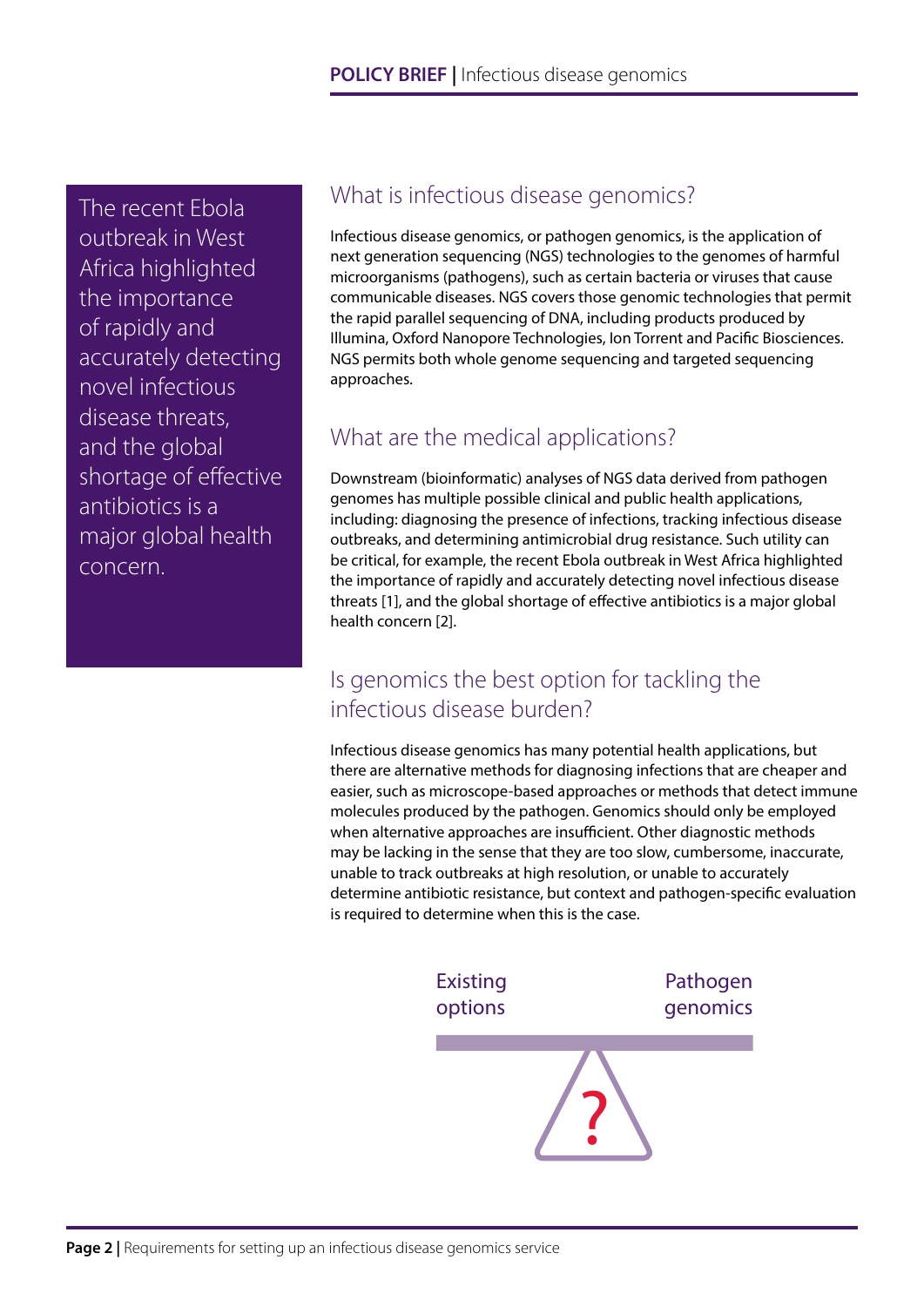> The recent Ebola outbreak in West Africa highlighted the importance of rapidly and accurately detecting novel infectious disease threats, and the global shortage of effective antibiotics is a major global health concern.

## What is infectious disease genomics?

Infectious disease genomics, or pathogen genomics, is the application of next generation sequencing (NGS) technologies to the genomes of harmful microorganisms (pathogens), such as certain bacteria or viruses that cause communicable diseases. NGS covers those genomic technologies that permit the rapid parallel sequencing of DNA, including products produced by Illumina, Oxford Nanopore Technologies, Ion Torrent and Pacific Biosciences. NGS permits both whole genome sequencing and targeted sequencing approaches.

## What are the medical applications?

Downstream (bioinformatic) analyses of NGS data derived from pathogen genomes has multiple possible clinical and public health applications, including: diagnosing the presence of infections, tracking infectious disease outbreaks, and determining antimicrobial drug resistance. Such utility can be critical, for example, the recent Ebola outbreak in West Africa highlighted the importance of rapidly and accurately detecting novel infectious disease threats [1], and the global shortage of effective antibiotics is a major global health concern [2].

## Is genomics the best option for tackling the infectious disease burden?

Infectious disease genomics has many potential health applications, but there are alternative methods for diagnosing infections that are cheaper and easier, such as microscope-based approaches or methods that detect immune molecules produced by the pathogen. Genomics should only be employed when alternative approaches are insufficient. Other diagnostic methods may be lacking in the sense that they are too slow, cumbersome, inaccurate, unable to track outbreaks at high resolution, or unable to accurately determine antibiotic resistance, but context and pathogen-specific evaluation is required to determine when this is the case.

Existing options | Pathogen genomics

?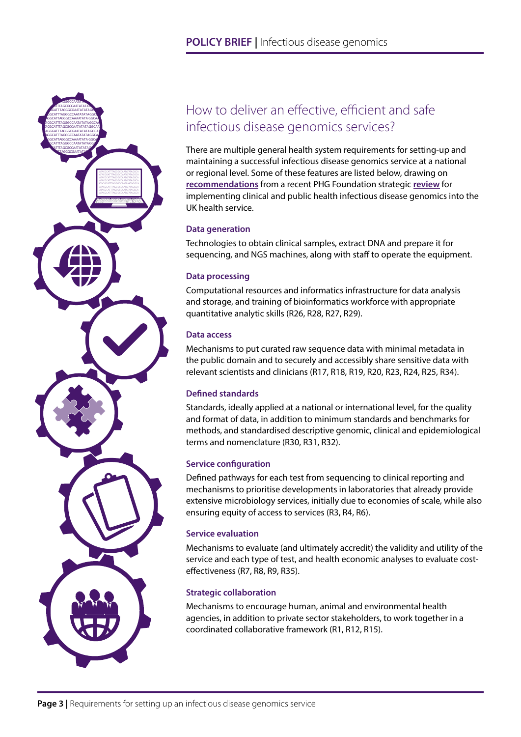## How to deliver an effective, efficient and safe infectious disease genomics services?

There are multiple general health system requirements for setting-up and maintaining a successful infectious disease genomics service at a national or regional level. Some of these features are listed below, drawing on **recommendations** from a recent PHG Foundation strategic **review** for implementing clinical and public health infectious disease genomics into the UK health service.

### Data generation

Technologies to obtain clinical samples, extract DNA and prepare it for sequencing, and NGS machines, along with staff to operate the equipment.

### Data processing

Computational resources and informatics infrastructure for data analysis and storage, and training of bioinformatics workforce with appropriate quantitative analytic skills (R26, R28, R27, R29).

### Data access

Mechanisms to put curated raw sequence data with minimal metadata in the public domain and to securely and accessibly share sensitive data with relevant scientists and clinicians (R17, R18, R19, R20, R23, R24, R25, R34).

### Defined standards

Standards, ideally applied at a national or international level, for the quality and format of data, in addition to minimum standards and benchmarks for methods, and standardised descriptive genomic, clinical and epidemiological terms and nomenclature (R30, R31, R32).

### Service configuration

Defined pathways for each test from sequencing to clinical reporting and mechanisms to prioritise developments in laboratories that already provide extensive microbiology services, initially due to economies of scale, while also ensuring equity of access to services (R3, R4, R6).

### Service evaluation

Mechanisms to evaluate (and ultimately accredit) the validity and utility of the service and each type of test, and health economic analyses to evaluate cost-effectiveness (R7, R8, R9, R35).

### Strategic collaboration

Mechanisms to encourage human, animal and environmental health agencies, in addition to private sector stakeholders, to work together in a coordinated collaborative framework (R1, R12, R15).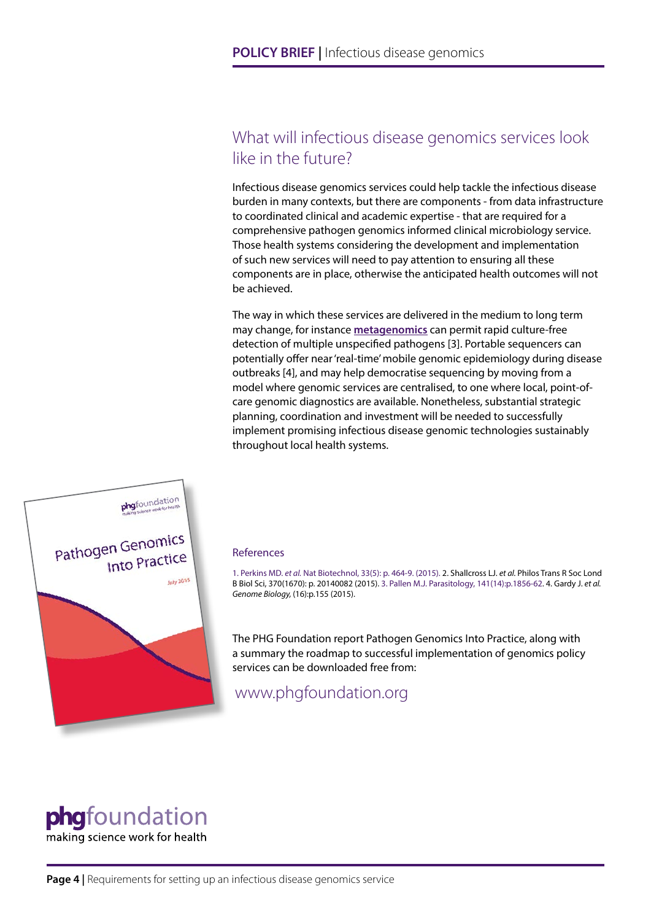## What will infectious disease genomics services look like in the future?

Infectious disease genomics services could help tackle the infectious disease burden in many contexts, but there are components - from data infrastructure to coordinated clinical and academic expertise - that are required for a comprehensive pathogen genomics informed clinical microbiology service. Those health systems considering the development and implementation of such new services will need to pay attention to ensuring all these components are in place, otherwise the anticipated health outcomes will not be achieved.

The way in which these services are delivered in the medium to long term may change, for instance **metagenomics** can permit rapid culture-free detection of multiple unspecified pathogens [3]. Portable sequencers can potentially offer near 'real-time' mobile genomic epidemiology during disease outbreaks [4], and may help democratise sequencing by moving from a model where genomic services are centralised, to one where local, point-of-care genomic diagnostics are available. Nonetheless, substantial strategic planning, coordination and investment will be needed to successfully implement promising infectious disease genomic technologies sustainably throughout local health systems.

### References

1. Perkins MD. *et al.* Nat Biotechnol, 33(5): p. 464-9. (2015). 2. Shallcross LJ. *et al.* Philos Trans R Soc Lond B Biol Sci, 370(1670): p. 20140082 (2015). 3. Pallen M.J. Parasitology, 141(14):p.1856-62. 4. Gardy J. *et al.* *Genome Biology,* (16):p.155 (2015).

The PHG Foundation report Pathogen Genomics Into Practice, along with a summary the roadmap to successful implementation of genomics policy services can be downloaded free from:

www.phgfoundation.org

**phg**foundation
making science work for health